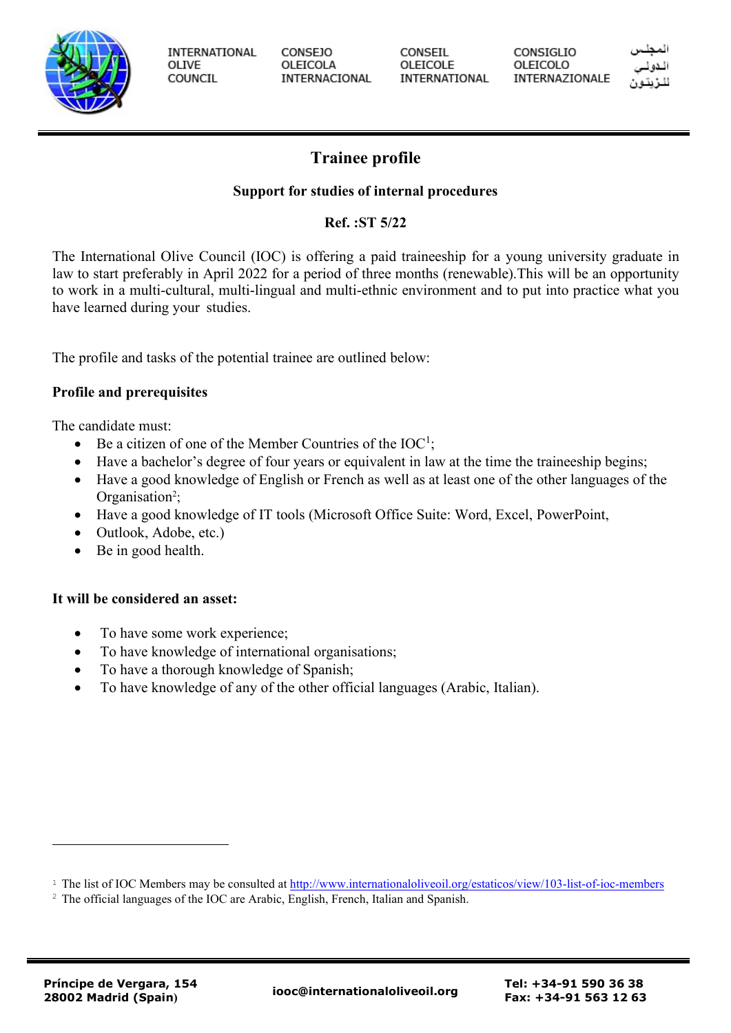INTERNATIONAL OLIVE COUNCIL | CONSEJO OLEICOLA INTERNACIONAL | CONSEIL OLEICOLE INTERNATIONAL | CONSIGLIO OLEICOLO INTERNAZIONALE | المجلس الدولي للزيتون

# Trainee profile

## Support for studies of internal procedures

**Ref. :ST 5/22**

The International Olive Council (IOC) is offering a paid traineeship for a young university graduate in law to start preferably in April 2022 for a period of three months (renewable).This will be an opportunity to work in a multi-cultural, multi-lingual and multi-ethnic environment and to put into practice what you have learned during your studies.

The profile and tasks of the potential trainee are outlined below:

### Profile and prerequisites

The candidate must:

- Be a citizen of one of the Member Countries of the IOC[1];
- Have a bachelor's degree of four years or equivalent in law at the time the traineeship begins;
- Have a good knowledge of English or French as well as at least one of the other languages of the Organisation[2];
- Have a good knowledge of IT tools (Microsoft Office Suite: Word, Excel, PowerPoint,
- Outlook, Adobe, etc.)
- Be in good health.

### It will be considered an asset:

- To have some work experience;
- To have knowledge of international organisations;
- To have a thorough knowledge of Spanish;
- To have knowledge of any of the other official languages (Arabic, Italian).

---

[1] The list of IOC Members may be consulted at http://www.internationaloliveoil.org/estaticos/view/103-list-of-ioc-members

[2] The official languages of the IOC are Arabic, English, French, Italian and Spanish.

Príncipe de Vergara, 154
28002 Madrid (Spain)

iooc@internationaloliveoil.org

Tel: +34-91 590 36 38
Fax: +34-91 563 12 63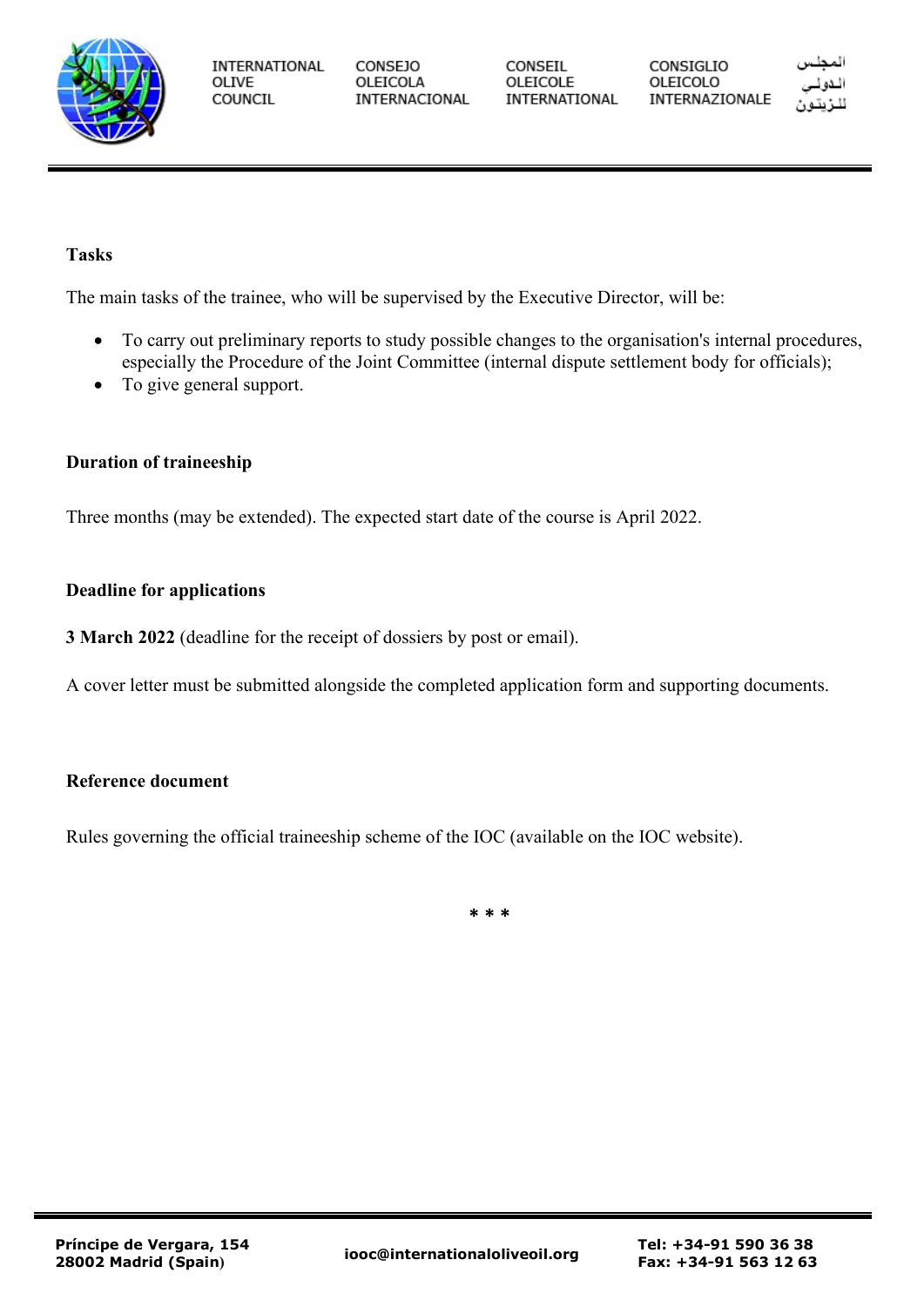**Tasks**

The main tasks of the trainee, who will be supervised by the Executive Director, will be:

- To carry out preliminary reports to study possible changes to the organisation's internal procedures, especially the Procedure of the Joint Committee (internal dispute settlement body for officials);
- To give general support.

**Duration of traineeship**

Three months (may be extended). The expected start date of the course is April 2022.

**Deadline for applications**

**3 March 2022** (deadline for the receipt of dossiers by post or email).

A cover letter must be submitted alongside the completed application form and supporting documents.

**Reference document**

Rules governing the official traineeship scheme of the IOC (available on the IOC website).

\* \* \*